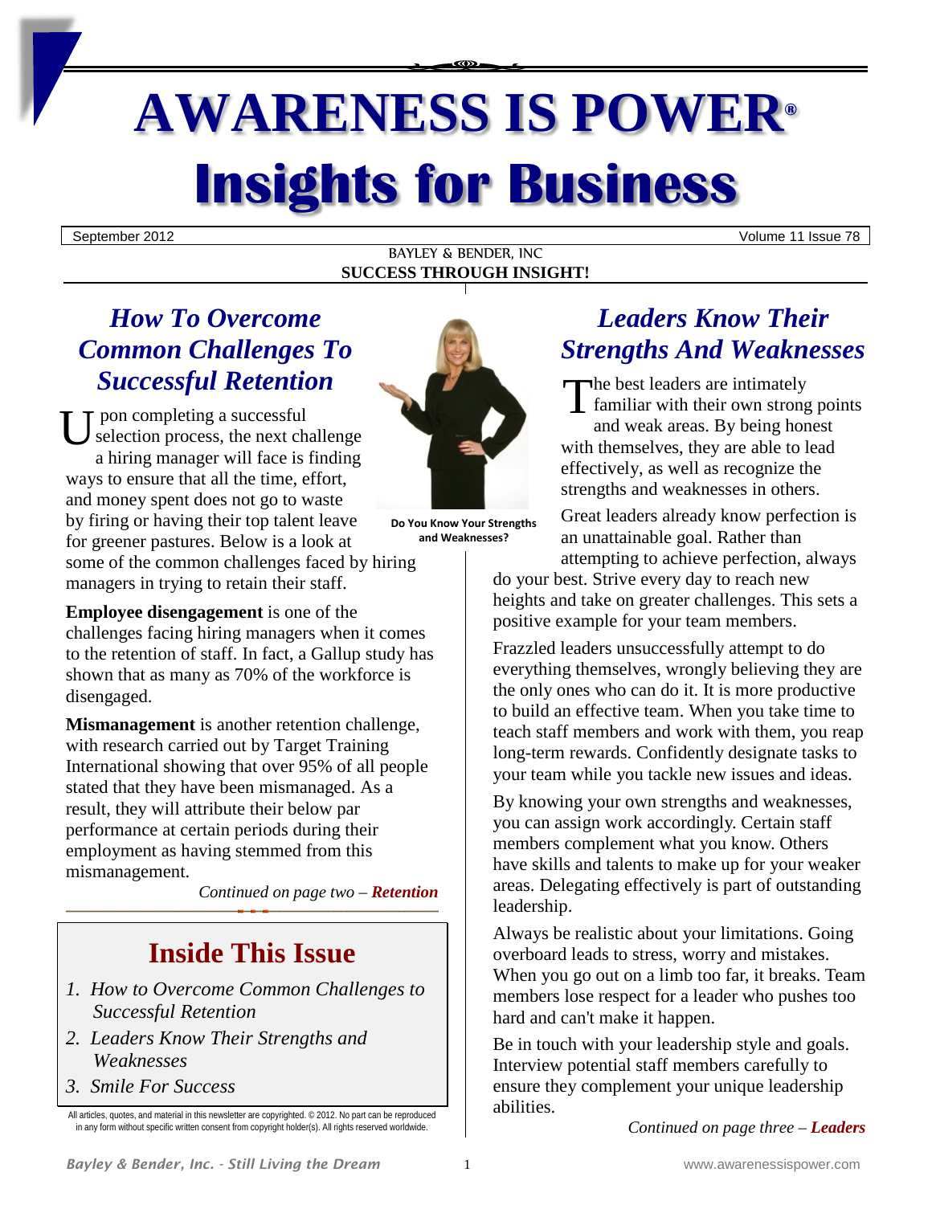# AWARENESS IS POWER®

# Insights for Business

September 2012 Volume 11 Issue 78

BAYLEY & BENDER, INC

**SUCCESS THROUGH INSIGHT!**

## *How To Overcome Common Challenges To Successful Retention*

Upon completing a successful selection process, the next challenge a hiring manager will face is finding ways to ensure that all the time, effort, and money spent does not go to waste by firing or having their top talent leave for greener pastures. Below is a look at some of the common challenges faced by hiring managers in trying to retain their staff.

**Employee disengagement** is one of the challenges facing hiring managers when it comes to the retention of staff. In fact, a Gallup study has shown that as many as 70% of the workforce is disengaged.

**Mismanagement** is another retention challenge, with research carried out by Target Training International showing that over 95% of all people stated that they have been mismanaged. As a result, they will attribute their below par performance at certain periods during their employment as having stemmed from this mismanagement.

*Continued on page two – **Retention***

**Do You Know Your Strengths and Weaknesses?**

## Inside This Issue

1. *How to Overcome Common Challenges to Successful Retention*
2. *Leaders Know Their Strengths and Weaknesses*
3. *Smile For Success*

All articles, quotes, and material in this newsletter are copyrighted. © 2012. No part can be reproduced in any form without specific written consent from copyright holder(s). All rights reserved worldwide.

## *Leaders Know Their Strengths And Weaknesses*

The best leaders are intimately familiar with their own strong points and weak areas. By being honest with themselves, they are able to lead effectively, as well as recognize the strengths and weaknesses in others.

Great leaders already know perfection is an unattainable goal. Rather than attempting to achieve perfection, always do your best. Strive every day to reach new heights and take on greater challenges. This sets a positive example for your team members.

Frazzled leaders unsuccessfully attempt to do everything themselves, wrongly believing they are the only ones who can do it. It is more productive to build an effective team. When you take time to teach staff members and work with them, you reap long-term rewards. Confidently designate tasks to your team while you tackle new issues and ideas.

By knowing your own strengths and weaknesses, you can assign work accordingly. Certain staff members complement what you know. Others have skills and talents to make up for your weaker areas. Delegating effectively is part of outstanding leadership.

Always be realistic about your limitations. Going overboard leads to stress, worry and mistakes. When you go out on a limb too far, it breaks. Team members lose respect for a leader who pushes too hard and can't make it happen.

Be in touch with your leadership style and goals. Interview potential staff members carefully to ensure they complement your unique leadership abilities.

*Continued on page three – **Leaders***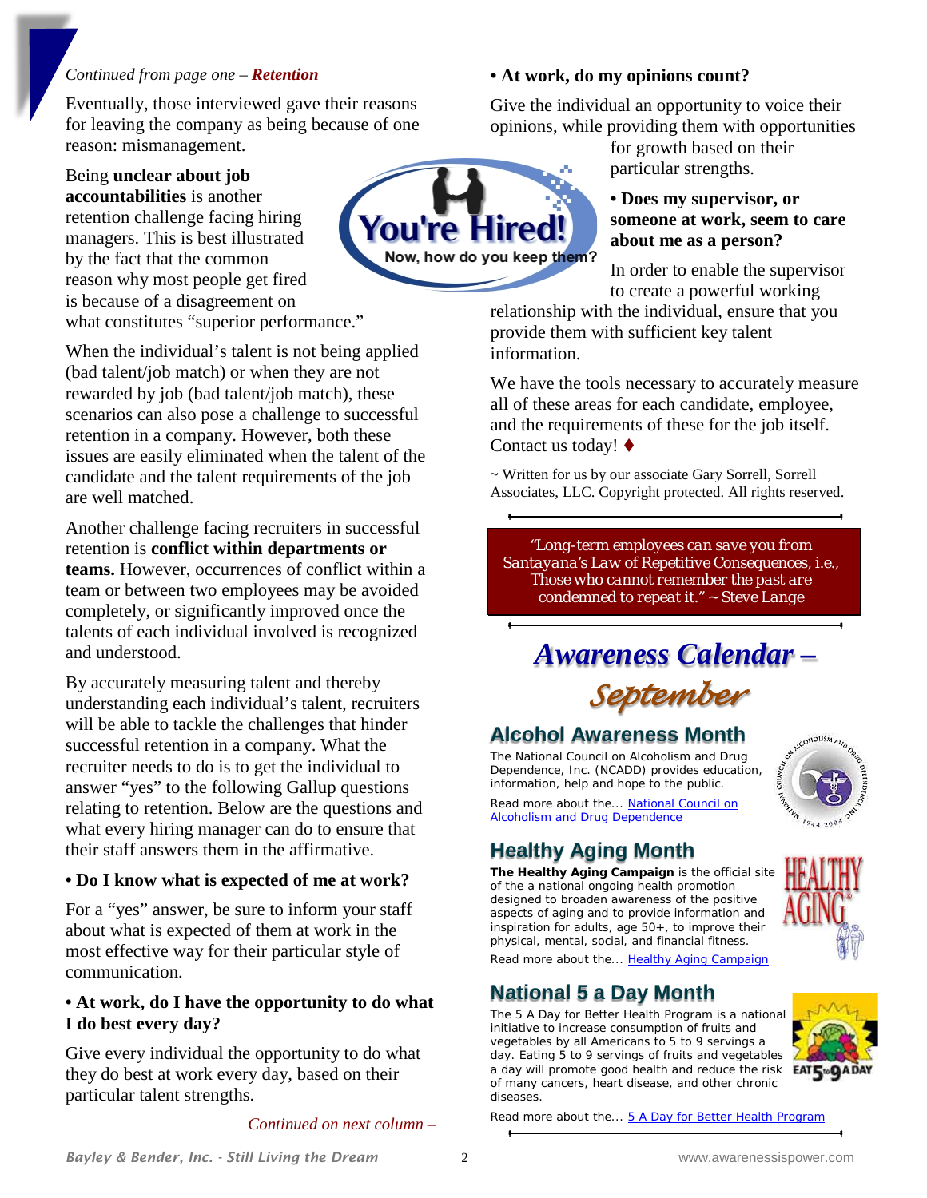*Continued from page one – **Retention***

Eventually, those interviewed gave their reasons for leaving the company as being because of one reason: mismanagement.

Being **unclear about job accountabilities** is another retention challenge facing hiring managers. This is best illustrated by the fact that the common reason why most people get fired is because of a disagreement on what constitutes "superior performance."

When the individual's talent is not being applied (bad talent/job match) or when they are not rewarded by job (bad talent/job match), these scenarios can also pose a challenge to successful retention in a company. However, both these issues are easily eliminated when the talent of the candidate and the talent requirements of the job are well matched.

Another challenge facing recruiters in successful retention is **conflict within departments or teams.** However, occurrences of conflict within a team or between two employees may be avoided completely, or significantly improved once the talents of each individual involved is recognized and understood.

By accurately measuring talent and thereby understanding each individual's talent, recruiters will be able to tackle the challenges that hinder successful retention in a company. What the recruiter needs to do is to get the individual to answer "yes" to the following Gallup questions relating to retention. Below are the questions and what every hiring manager can do to ensure that their staff answers them in the affirmative.

**• Do I know what is expected of me at work?**

For a "yes" answer, be sure to inform your staff about what is expected of them at work in the most effective way for their particular style of communication.

**• At work, do I have the opportunity to do what I do best every day?**

Give every individual the opportunity to do what they do best at work every day, based on their particular talent strengths.

*Continued on next column –*

**• At work, do my opinions count?**

Give the individual an opportunity to voice their opinions, while providing them with opportunities for growth based on their particular strengths.

**• Does my supervisor, or someone at work, seem to care about me as a person?**

In order to enable the supervisor to create a powerful working relationship with the individual, ensure that you provide them with sufficient key talent information.

We have the tools necessary to accurately measure all of these areas for each candidate, employee, and the requirements of these for the job itself. Contact us today! ♦

~ Written for us by our associate Gary Sorrell, Sorrell Associates, LLC. Copyright protected. All rights reserved.

*"Long-term employees can save you from Santayana's Law of Repetitive Consequences, i.e., Those who cannot remember the past are condemned to repeat it." ~ Steve Lange*

## *Awareness Calendar – September*

### Alcohol Awareness Month

The National Council on Alcoholism and Drug Dependence, Inc. (NCADD) provides education, information, help and hope to the public.

Read more about the... National Council on Alcoholism and Drug Dependence

### Healthy Aging Month

**The Healthy Aging Campaign** is the official site of the a national ongoing health promotion designed to broaden awareness of the positive aspects of aging and to provide information and inspiration for adults, age 50+, to improve their physical, mental, social, and financial fitness.

Read more about the... Healthy Aging Campaign

### National 5 a Day Month

The 5 A Day for Better Health Program is a national initiative to increase consumption of fruits and vegetables by all Americans to 5 to 9 servings a day. Eating 5 to 9 servings of fruits and vegetables a day will promote good health and reduce the risk of many cancers, heart disease, and other chronic diseases.

Read more about the... 5 A Day for Better Health Program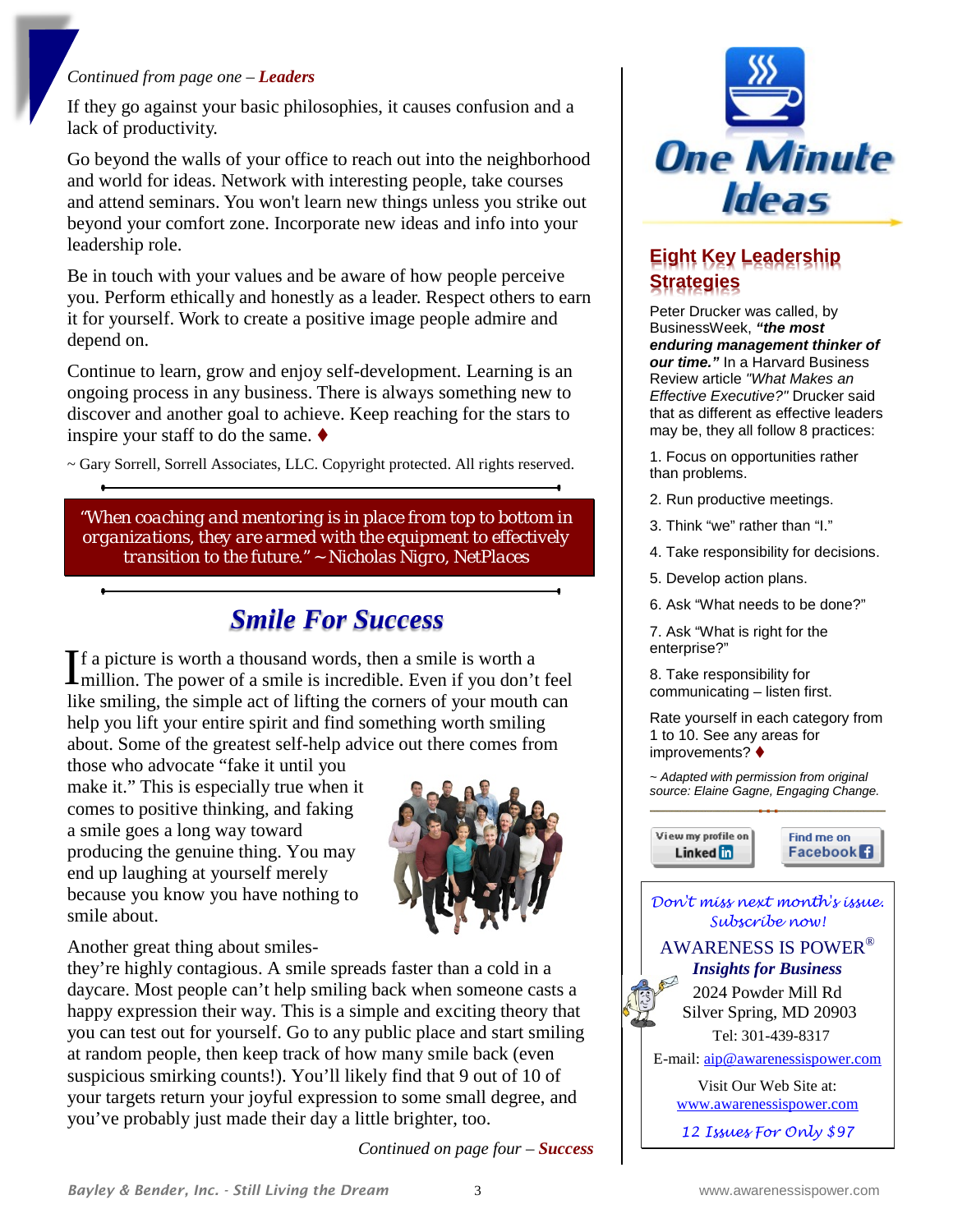*Continued from page one –* ***Leaders***

If they go against your basic philosophies, it causes confusion and a lack of productivity.

Go beyond the walls of your office to reach out into the neighborhood and world for ideas. Network with interesting people, take courses and attend seminars. You won't learn new things unless you strike out beyond your comfort zone. Incorporate new ideas and info into your leadership role.

Be in touch with your values and be aware of how people perceive you. Perform ethically and honestly as a leader. Respect others to earn it for yourself. Work to create a positive image people admire and depend on.

Continue to learn, grow and enjoy self-development. Learning is an ongoing process in any business. There is always something new to discover and another goal to achieve. Keep reaching for the stars to inspire your staff to do the same. ♦

~ Gary Sorrell, Sorrell Associates, LLC. Copyright protected. All rights reserved.

> *"When coaching and mentoring is in place from top to bottom in organizations, they are armed with the equipment to effectively transition to the future." ~ Nicholas Nigro, NetPlaces*

## *Smile For Success*

If a picture is worth a thousand words, then a smile is worth a million. The power of a smile is incredible. Even if you don't feel like smiling, the simple act of lifting the corners of your mouth can help you lift your entire spirit and find something worth smiling about. Some of the greatest self-help advice out there comes from those who advocate "fake it until you make it." This is especially true when it comes to positive thinking, and faking a smile goes a long way toward producing the genuine thing. You may end up laughing at yourself merely because you know you have nothing to smile about.

Another great thing about smiles- they're highly contagious. A smile spreads faster than a cold in a daycare. Most people can't help smiling back when someone casts a happy expression their way. This is a simple and exciting theory that you can test out for yourself. Go to any public place and start smiling at random people, then keep track of how many smile back (even suspicious smirking counts!). You'll likely find that 9 out of 10 of your targets return your joyful expression to some small degree, and you've probably just made their day a little brighter, too.

*Continued on page four –* ***Success***

# One Minute Ideas

## Eight Key Leadership Strategies

Peter Drucker was called, by BusinessWeek, ***"the most enduring management thinker of our time."*** In a Harvard Business Review article *"What Makes an Effective Executive?"* Drucker said that as different as effective leaders may be, they all follow 8 practices:

1. Focus on opportunities rather than problems.
2. Run productive meetings.
3. Think "we" rather than "I."
4. Take responsibility for decisions.
5. Develop action plans.
6. Ask "What needs to be done?"
7. Ask "What is right for the enterprise?"
8. Take responsibility for communicating – listen first.

Rate yourself in each category from 1 to 10. See any areas for improvements? ♦

*~ Adapted with permission from original source: Elaine Gagne, Engaging Change.*

View my profile on LinkedIn | Find me on Facebook

*Don't miss next month's issue. Subscribe now!*

AWARENESS IS POWER®
***Insights for Business***
2024 Powder Mill Rd
Silver Spring, MD 20903
Tel: 301-439-8317
E-mail: aip@awarenessispower.com
Visit Our Web Site at:
www.awarenessispower.com

*12 Issues For Only $97*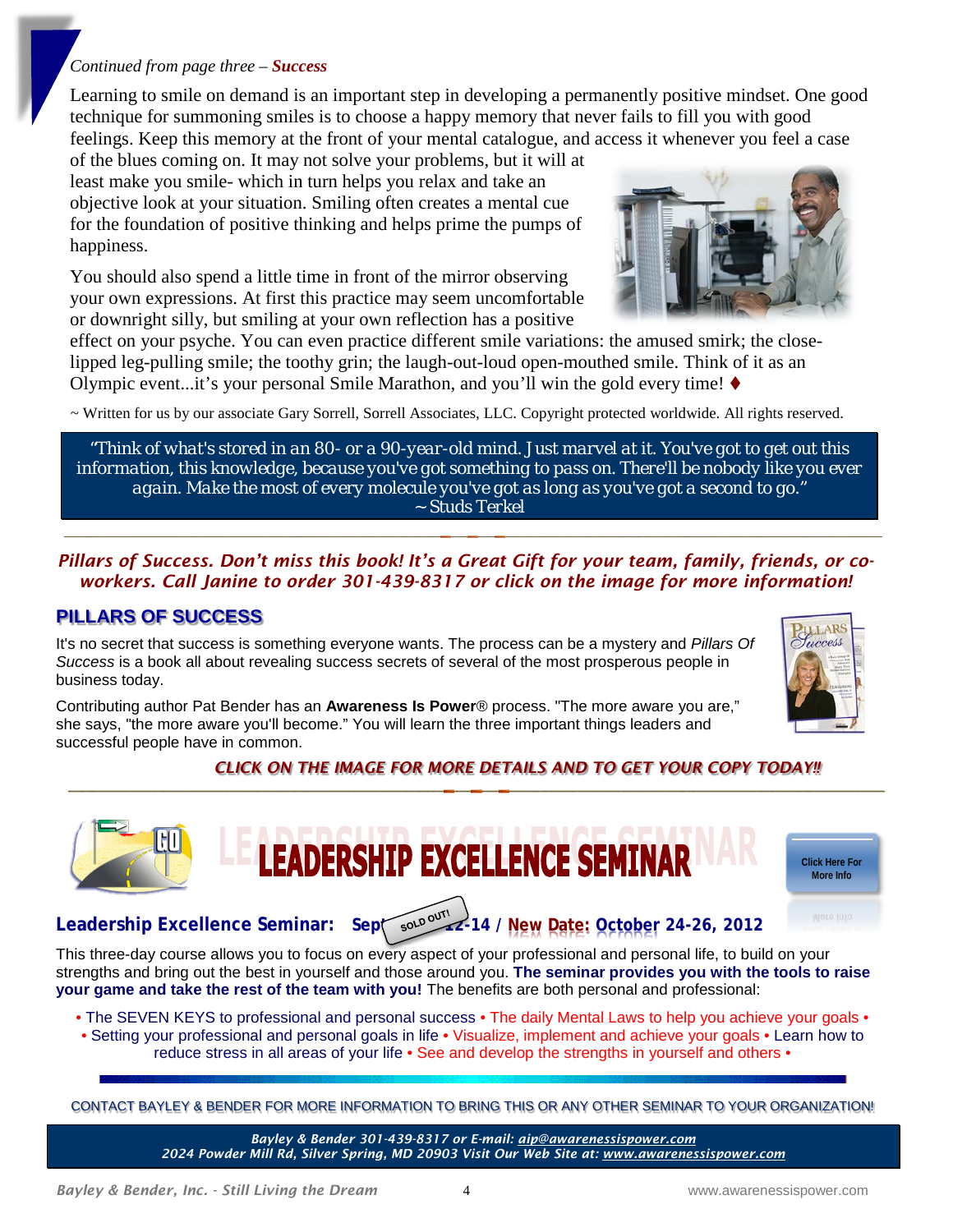*Continued from page three – **Success***

Learning to smile on demand is an important step in developing a permanently positive mindset. One good technique for summoning smiles is to choose a happy memory that never fails to fill you with good feelings. Keep this memory at the front of your mental catalogue, and access it whenever you feel a case of the blues coming on. It may not solve your problems, but it will at least make you smile- which in turn helps you relax and take an objective look at your situation. Smiling often creates a mental cue for the foundation of positive thinking and helps prime the pumps of happiness.

You should also spend a little time in front of the mirror observing your own expressions. At first this practice may seem uncomfortable or downright silly, but smiling at your own reflection has a positive effect on your psyche. You can even practice different smile variations: the amused smirk; the close-lipped leg-pulling smile; the toothy grin; the laugh-out-loud open-mouthed smile. Think of it as an Olympic event...it's your personal Smile Marathon, and you'll win the gold every time! ♦

~ Written for us by our associate Gary Sorrell, Sorrell Associates, LLC. Copyright protected worldwide. All rights reserved.

> *"Think of what's stored in an 80- or a 90-year-old mind. Just marvel at it. You've got to get out this information, this knowledge, because you've got something to pass on. There'll be nobody like you ever again. Make the most of every molecule you've got as long as you've got a second to go."*
> ~ Studs Terkel

***Pillars of Success. Don't miss this book! It's a Great Gift for your team, family, friends, or co-workers. Call Janine to order 301-439-8317 or click on the image for more information!***

## PILLARS OF SUCCESS

It's no secret that success is something everyone wants. The process can be a mystery and *Pillars Of Success* is a book all about revealing success secrets of several of the most prosperous people in business today.

Contributing author Pat Bender has an **Awareness Is Power**® process. "The more aware you are," she says, "the more aware you'll become." You will learn the three important things leaders and successful people have in common.

***CLICK ON THE IMAGE FOR MORE DETAILS AND TO GET YOUR COPY TODAY!!***

## LEADERSHIP EXCELLENCE SEMINAR

Click Here For More Info

### Leadership Excellence Seminar: Sept 12-14 (SOLD OUT!) / New Date: October 24-26, 2012

This three-day course allows you to focus on every aspect of your professional and personal life, to build on your strengths and bring out the best in yourself and those around you. **The seminar provides you with the tools to raise your game and take the rest of the team with you!** The benefits are both personal and professional:

• The SEVEN KEYS to professional and personal success • The daily Mental Laws to help you achieve your goals • • Setting your professional and personal goals in life • Visualize, implement and achieve your goals • Learn how to reduce stress in all areas of your life • See and develop the strengths in yourself and others •

CONTACT BAYLEY & BENDER FOR MORE INFORMATION TO BRING THIS OR ANY OTHER SEMINAR TO YOUR ORGANIZATION!

***Bayley & Bender 301-439-8317 or E-mail: aip@awarenessispower.com***
***2024 Powder Mill Rd, Silver Spring, MD 20903 Visit Our Web Site at: www.awarenessispower.com***